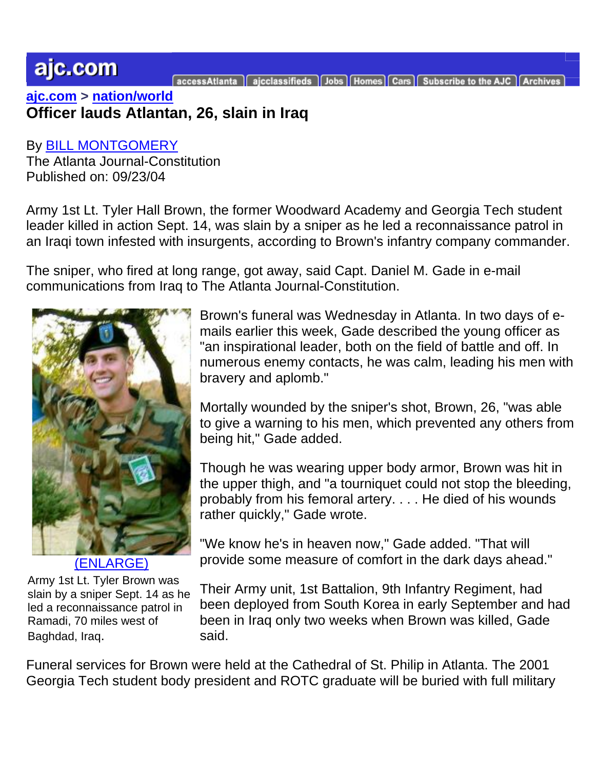ajc.com > nation/world

# Officer lauds Atlantan, 26, slain in Iraq

By BILL MONTGOMERY
The Atlanta Journal-Constitution
Published on: 09/23/04

Army 1st Lt. Tyler Hall Brown, the former Woodward Academy and Georgia Tech student leader killed in action Sept. 14, was slain by a sniper as he led a reconnaissance patrol in an Iraqi town infested with insurgents, according to Brown's infantry company commander.

The sniper, who fired at long range, got away, said Capt. Daniel M. Gade in e-mail communications from Iraq to The Atlanta Journal-Constitution.

(ENLARGE)

Army 1st Lt. Tyler Brown was slain by a sniper Sept. 14 as he led a reconnaissance patrol in Ramadi, 70 miles west of Baghdad, Iraq.

Brown's funeral was Wednesday in Atlanta. In two days of e-mails earlier this week, Gade described the young officer as "an inspirational leader, both on the field of battle and off. In numerous enemy contacts, he was calm, leading his men with bravery and aplomb."

Mortally wounded by the sniper's shot, Brown, 26, "was able to give a warning to his men, which prevented any others from being hit," Gade added.

Though he was wearing upper body armor, Brown was hit in the upper thigh, and "a tourniquet could not stop the bleeding, probably from his femoral artery. . . . He died of his wounds rather quickly," Gade wrote.

"We know he's in heaven now," Gade added. "That will provide some measure of comfort in the dark days ahead."

Their Army unit, 1st Battalion, 9th Infantry Regiment, had been deployed from South Korea in early September and had been in Iraq only two weeks when Brown was killed, Gade said.

Funeral services for Brown were held at the Cathedral of St. Philip in Atlanta. The 2001 Georgia Tech student body president and ROTC graduate will be buried with full military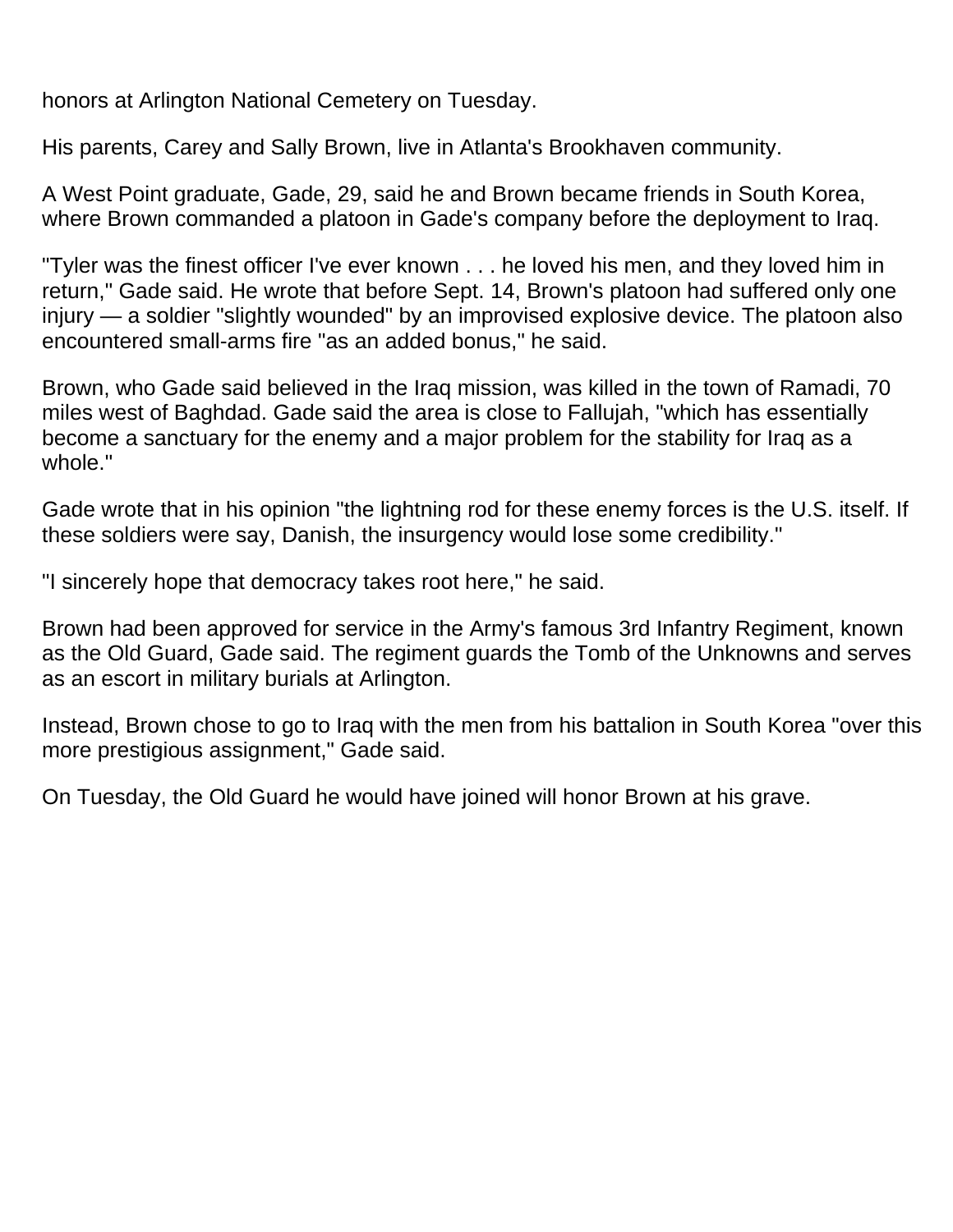honors at Arlington National Cemetery on Tuesday.

His parents, Carey and Sally Brown, live in Atlanta's Brookhaven community.

A West Point graduate, Gade, 29, said he and Brown became friends in South Korea, where Brown commanded a platoon in Gade's company before the deployment to Iraq.

"Tyler was the finest officer I've ever known . . . he loved his men, and they loved him in return," Gade said. He wrote that before Sept. 14, Brown's platoon had suffered only one injury — a soldier "slightly wounded" by an improvised explosive device. The platoon also encountered small-arms fire "as an added bonus," he said.

Brown, who Gade said believed in the Iraq mission, was killed in the town of Ramadi, 70 miles west of Baghdad. Gade said the area is close to Fallujah, "which has essentially become a sanctuary for the enemy and a major problem for the stability for Iraq as a whole."

Gade wrote that in his opinion "the lightning rod for these enemy forces is the U.S. itself. If these soldiers were say, Danish, the insurgency would lose some credibility."

"I sincerely hope that democracy takes root here," he said.

Brown had been approved for service in the Army's famous 3rd Infantry Regiment, known as the Old Guard, Gade said. The regiment guards the Tomb of the Unknowns and serves as an escort in military burials at Arlington.

Instead, Brown chose to go to Iraq with the men from his battalion in South Korea "over this more prestigious assignment," Gade said.

On Tuesday, the Old Guard he would have joined will honor Brown at his grave.